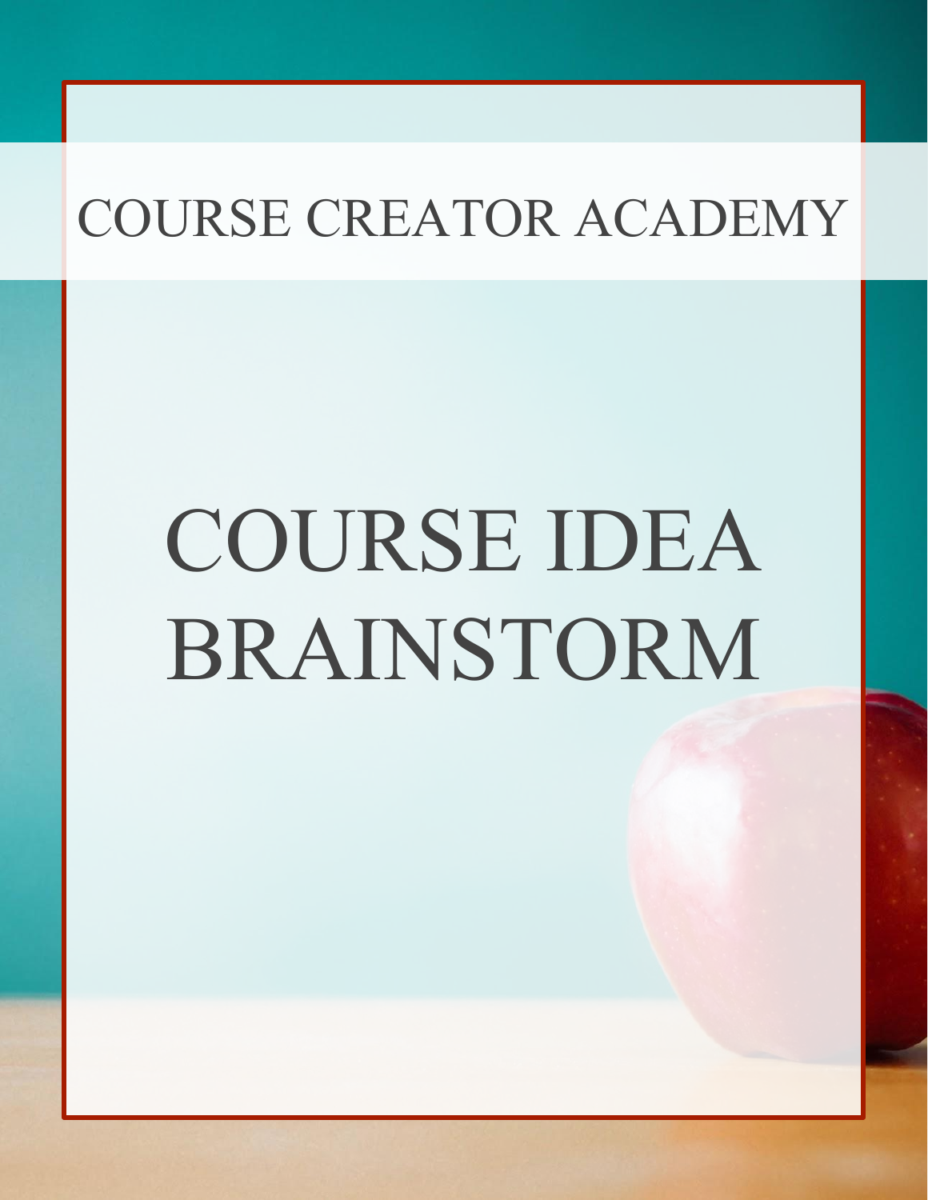COURSE CREATOR ACADEMY

# COURSE IDEA BRAINSTORM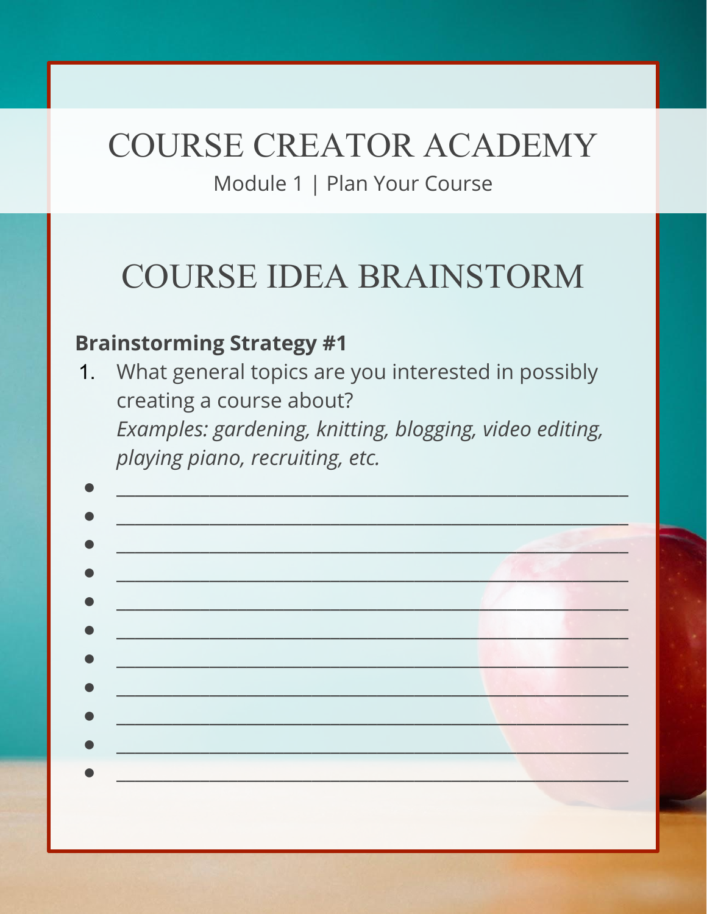# COURSE CREATOR ACADEMY

Module 1 | Plan Your Course

## COURSE IDEA BRAINSTORM

**Brainstorming Strategy #1**

1. What general topics are you interested in possibly creating a course about?
   *Examples: gardening, knitting, blogging, video editing, playing piano, recruiting, etc.*

- ____________________________________________
- ____________________________________________
- ____________________________________________
- ____________________________________________
- ____________________________________________
- ____________________________________________
- ____________________________________________
- ____________________________________________
- ____________________________________________
- ____________________________________________
- ____________________________________________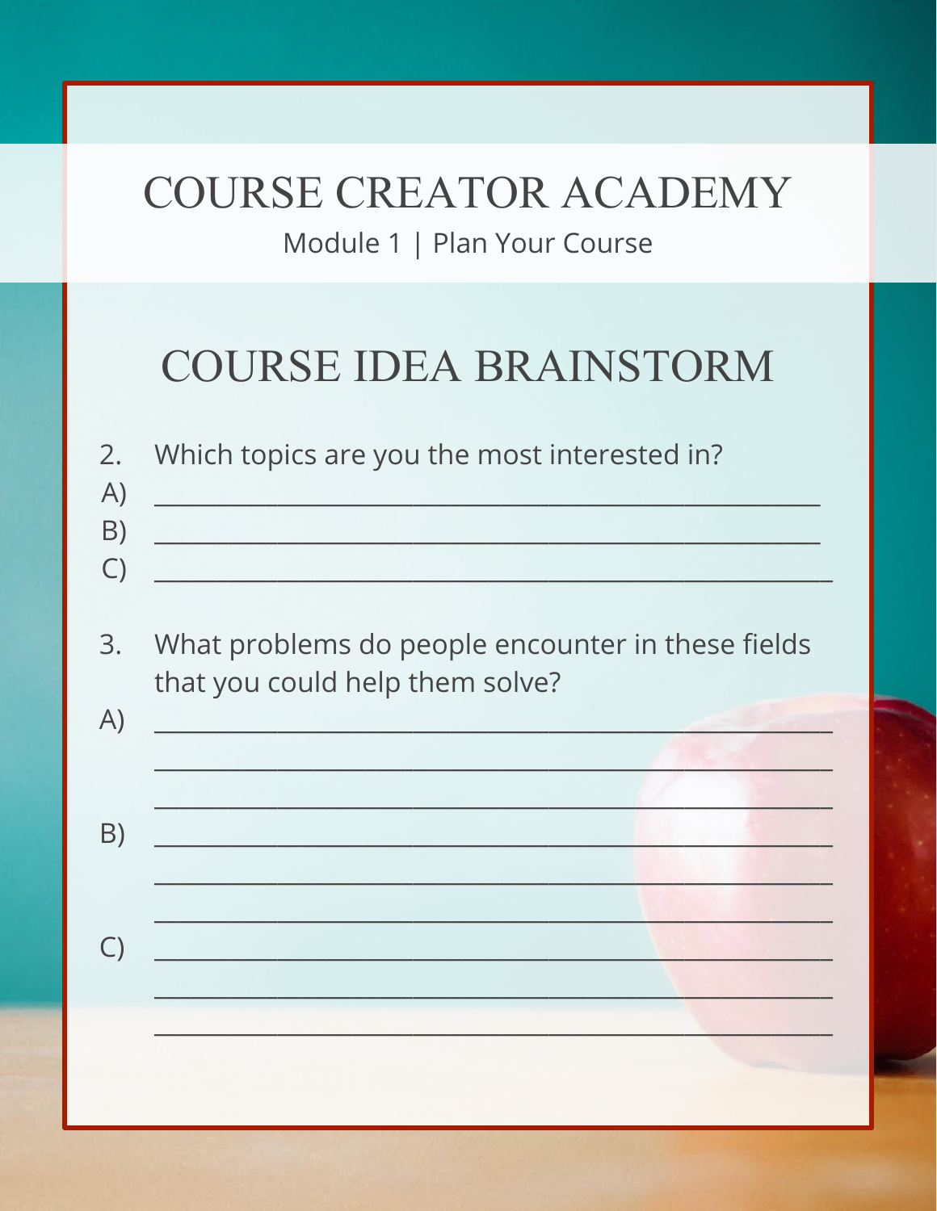# COURSE CREATOR ACADEMY

Module 1 | Plan Your Course

## COURSE IDEA BRAINSTORM

2. Which topics are you the most interested in?

A) ____________________________________________

B) ____________________________________________

C) ____________________________________________

3. What problems do people encounter in these fields that you could help them solve?

A) ____________________________________________

____________________________________________

____________________________________________

B) ____________________________________________

____________________________________________

____________________________________________

C) ____________________________________________

____________________________________________

____________________________________________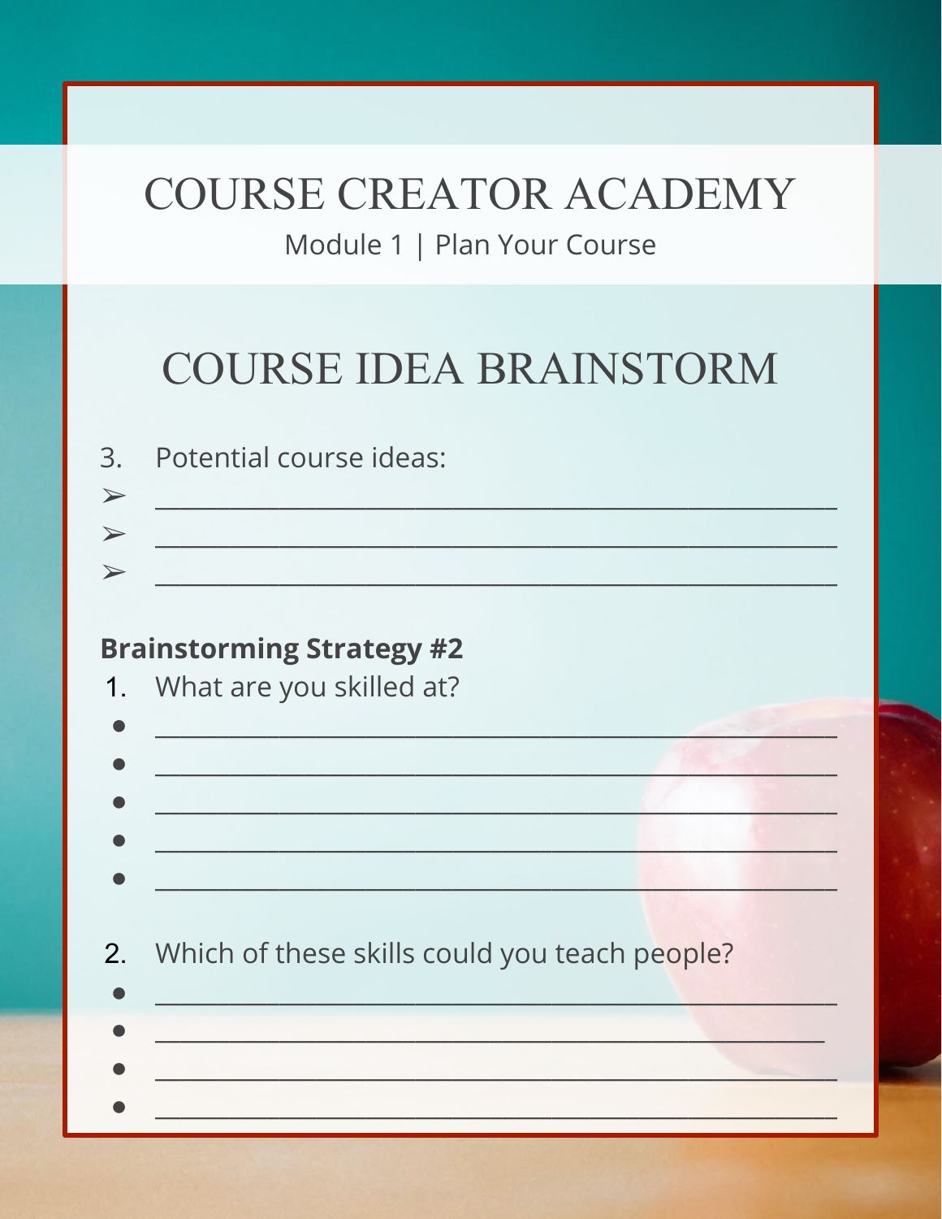# COURSE CREATOR ACADEMY

Module 1 | Plan Your Course

## COURSE IDEA BRAINSTORM

3. Potential course ideas:

➢ ______________________________________________

➢ ______________________________________________

➢ ______________________________________________

**Brainstorming Strategy #2**

1. What are you skilled at?

- ______________________________________________
- ______________________________________________
- ______________________________________________
- ______________________________________________
- ______________________________________________

2. Which of these skills could you teach people?

- ______________________________________________
- ______________________________________________
- ______________________________________________
- ______________________________________________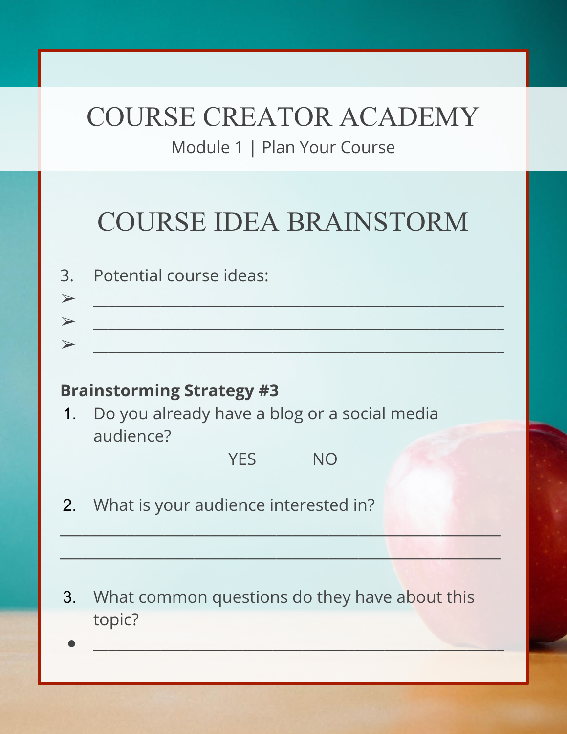# COURSE CREATOR ACADEMY

Module 1 | Plan Your Course

## COURSE IDEA BRAINSTORM

3. Potential course ideas:

➢ ______________________________________________

➢ ______________________________________________

➢ ______________________________________________

**Brainstorming Strategy #3**

1. Do you already have a blog or a social media audience?

   YES NO

2. What is your audience interested in?

______________________________________________

______________________________________________

3. What common questions do they have about this topic?

- ______________________________________________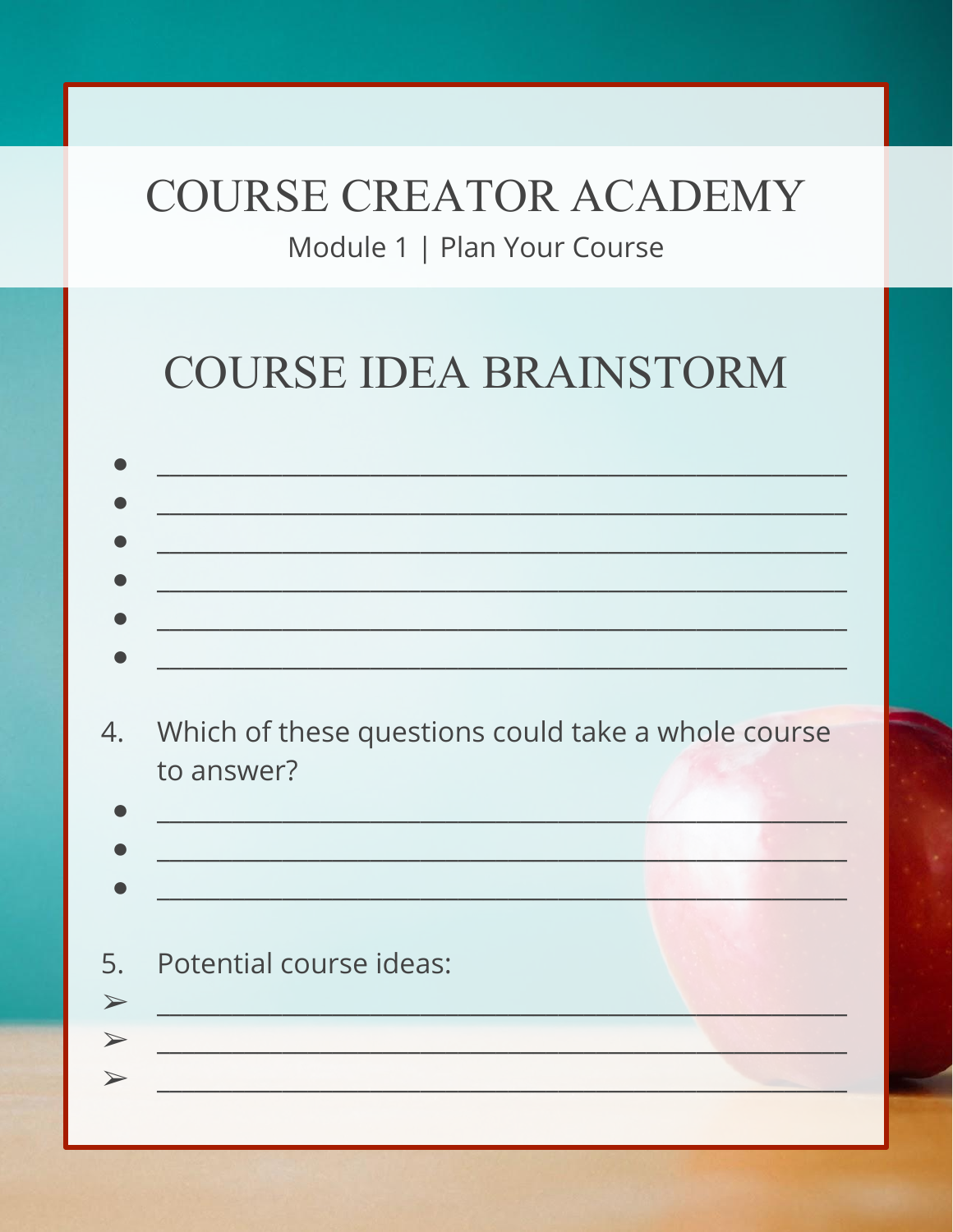# COURSE CREATOR ACADEMY

Module 1 | Plan Your Course

## COURSE IDEA BRAINSTORM

- ______________________________________________
- ______________________________________________
- ______________________________________________
- ______________________________________________
- ______________________________________________
- ______________________________________________

4. Which of these questions could take a whole course to answer?

- ______________________________________________
- ______________________________________________
- ______________________________________________

5. Potential course ideas:

➢ ______________________________________________

➢ ______________________________________________

➢ ______________________________________________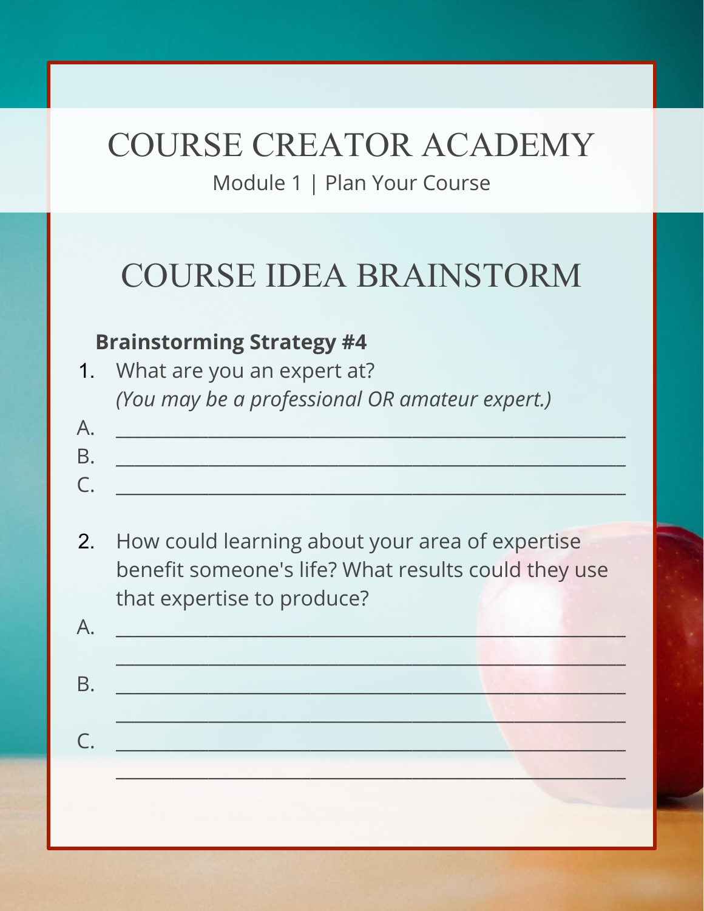# COURSE CREATOR ACADEMY

Module 1 | Plan Your Course

## COURSE IDEA BRAINSTORM

### Brainstorming Strategy #4

1. What are you an expert at?
   *(You may be a professional OR amateur expert.)*

A. ______________________________________________________

B. ______________________________________________________

C. ______________________________________________________

2. How could learning about your area of expertise benefit someone's life? What results could they use that expertise to produce?

A. ______________________________________________________
______________________________________________________

B. ______________________________________________________
______________________________________________________

C. ______________________________________________________
______________________________________________________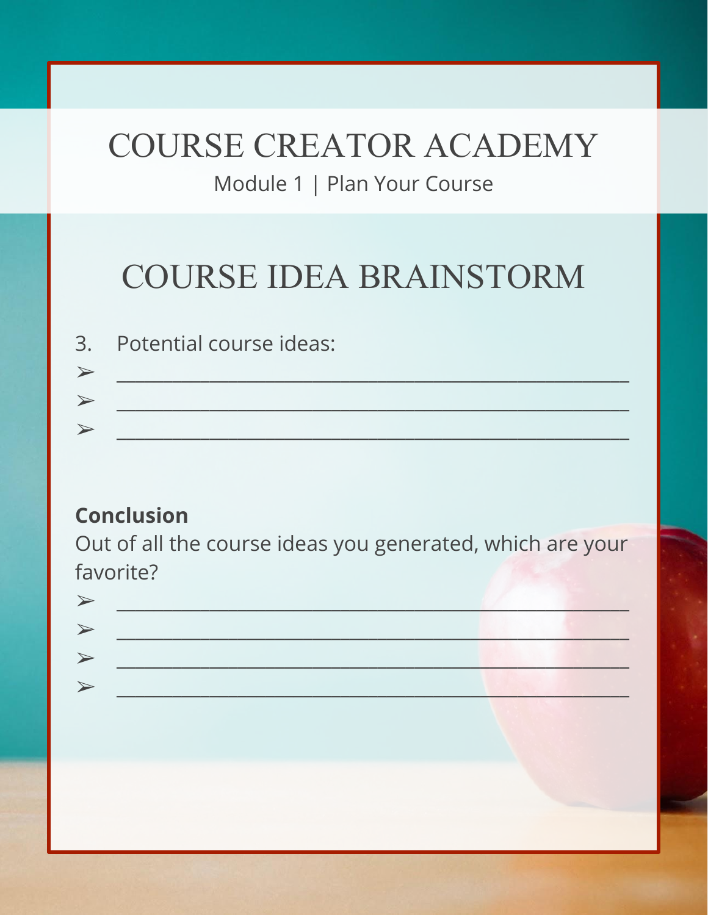# COURSE CREATOR ACADEMY

Module 1 | Plan Your Course

## COURSE IDEA BRAINSTORM

3. Potential course ideas:

➢ ______________________________________________

➢ ______________________________________________

➢ ______________________________________________

**Conclusion**

Out of all the course ideas you generated, which are your favorite?

➢ ______________________________________________

➢ ______________________________________________

➢ ______________________________________________

➢ ______________________________________________